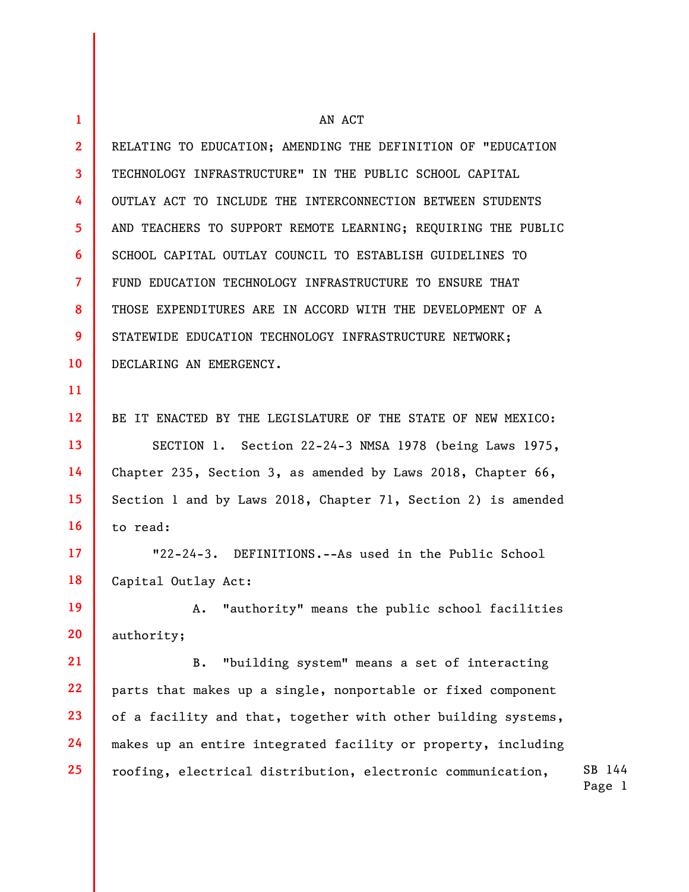AN ACT

RELATING TO EDUCATION; AMENDING THE DEFINITION OF "EDUCATION TECHNOLOGY INFRASTRUCTURE" IN THE PUBLIC SCHOOL CAPITAL OUTLAY ACT TO INCLUDE THE INTERCONNECTION BETWEEN STUDENTS AND TEACHERS TO SUPPORT REMOTE LEARNING; REQUIRING THE PUBLIC SCHOOL CAPITAL OUTLAY COUNCIL TO ESTABLISH GUIDELINES TO FUND EDUCATION TECHNOLOGY INFRASTRUCTURE TO ENSURE THAT THOSE EXPENDITURES ARE IN ACCORD WITH THE DEVELOPMENT OF A STATEWIDE EDUCATION TECHNOLOGY INFRASTRUCTURE NETWORK; DECLARING AN EMERGENCY.

BE IT ENACTED BY THE LEGISLATURE OF THE STATE OF NEW MEXICO:

SECTION 1. Section 22-24-3 NMSA 1978 (being Laws 1975, Chapter 235, Section 3, as amended by Laws 2018, Chapter 66, Section 1 and by Laws 2018, Chapter 71, Section 2) is amended to read:

"22-24-3. DEFINITIONS.--As used in the Public School Capital Outlay Act:

A. "authority" means the public school facilities authority;

B. "building system" means a set of interacting parts that makes up a single, nonportable or fixed component of a facility and that, together with other building systems, makes up an entire integrated facility or property, including roofing, electrical distribution, electronic communication,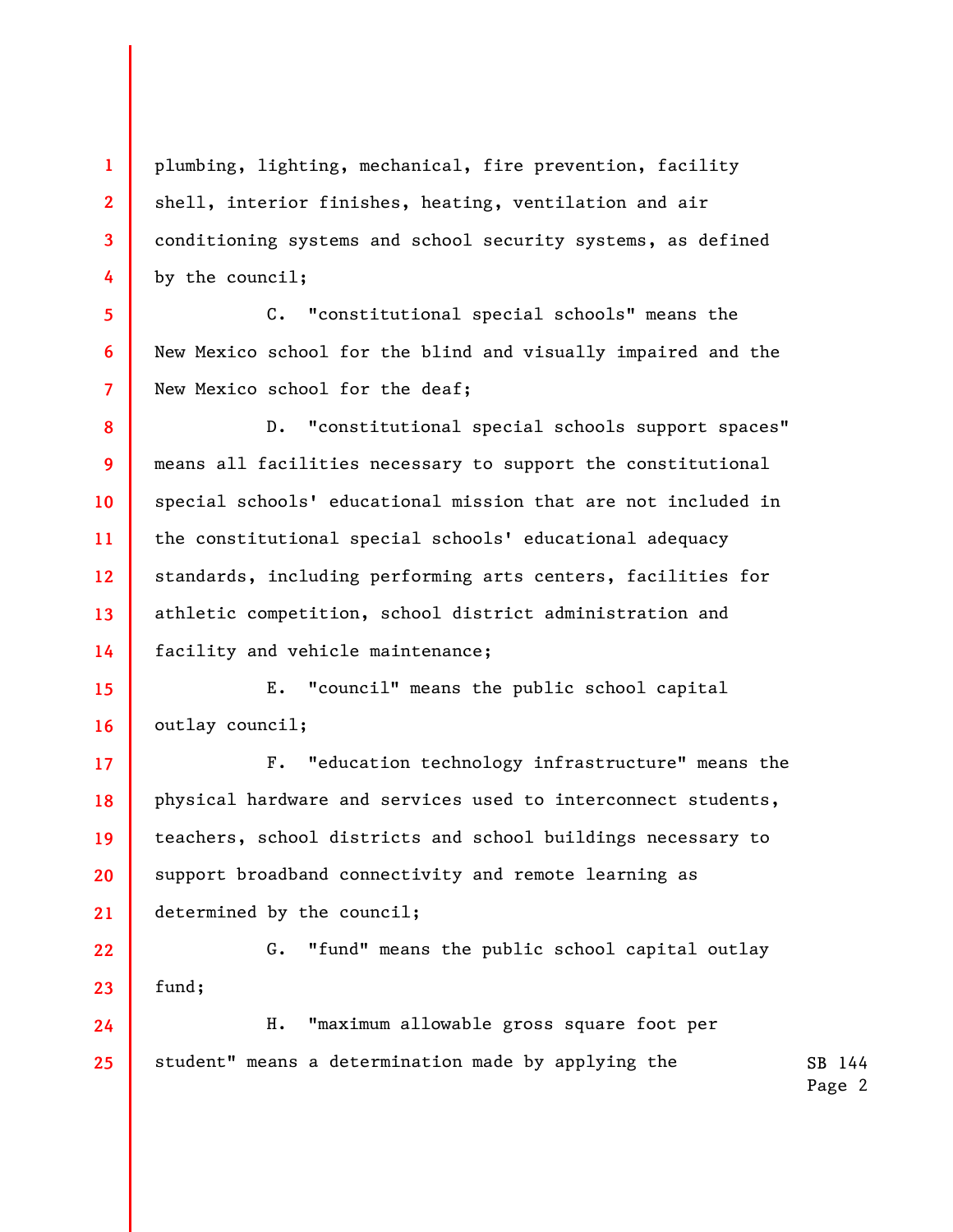plumbing, lighting, mechanical, fire prevention, facility shell, interior finishes, heating, ventilation and air conditioning systems and school security systems, as defined by the council;

C. "constitutional special schools" means the New Mexico school for the blind and visually impaired and the New Mexico school for the deaf;

D. "constitutional special schools support spaces" means all facilities necessary to support the constitutional special schools' educational mission that are not included in the constitutional special schools' educational adequacy standards, including performing arts centers, facilities for athletic competition, school district administration and facility and vehicle maintenance;

E. "council" means the public school capital outlay council;

F. "education technology infrastructure" means the physical hardware and services used to interconnect students, teachers, school districts and school buildings necessary to support broadband connectivity and remote learning as determined by the council;

G. "fund" means the public school capital outlay fund;

H. "maximum allowable gross square foot per student" means a determination made by applying the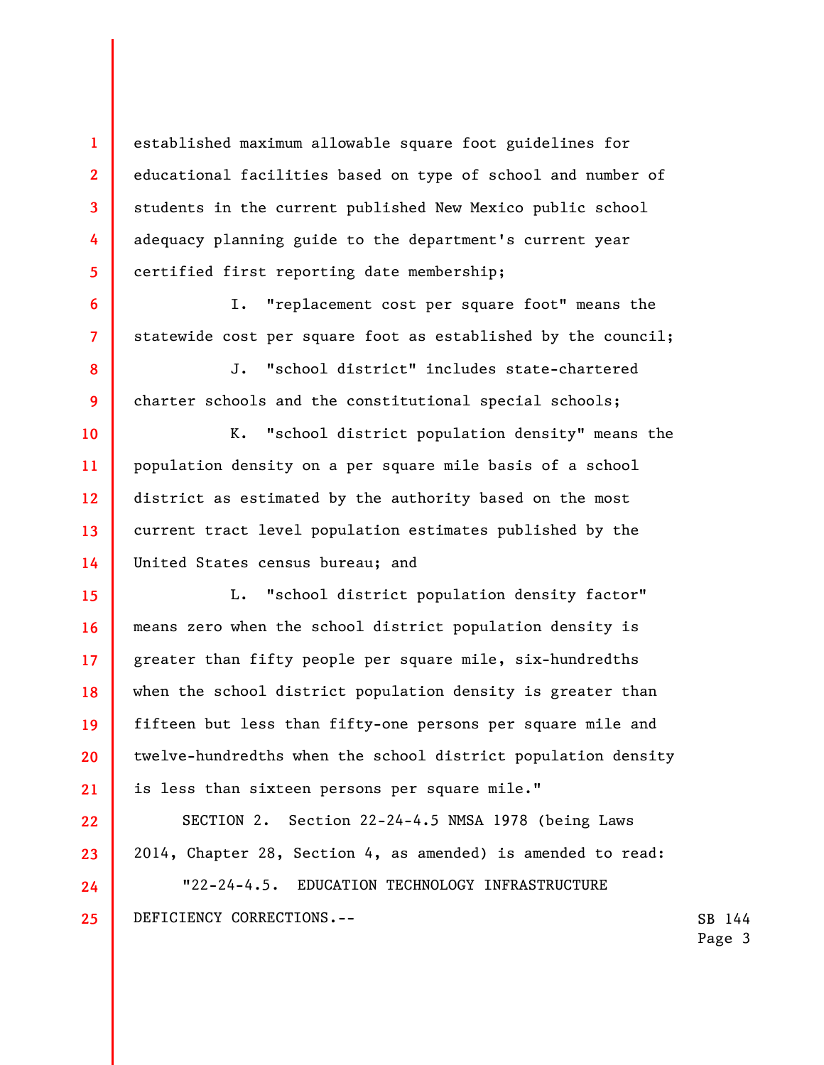established maximum allowable square foot guidelines for educational facilities based on type of school and number of students in the current published New Mexico public school adequacy planning guide to the department's current year certified first reporting date membership;

I. "replacement cost per square foot" means the statewide cost per square foot as established by the council;

J. "school district" includes state-chartered charter schools and the constitutional special schools;

K. "school district population density" means the population density on a per square mile basis of a school district as estimated by the authority based on the most current tract level population estimates published by the United States census bureau; and

L. "school district population density factor" means zero when the school district population density is greater than fifty people per square mile, six-hundredths when the school district population density is greater than fifteen but less than fifty-one persons per square mile and twelve-hundredths when the school district population density is less than sixteen persons per square mile."

SECTION 2. Section 22-24-4.5 NMSA 1978 (being Laws 2014, Chapter 28, Section 4, as amended) is amended to read:

"22-24-4.5. EDUCATION TECHNOLOGY INFRASTRUCTURE DEFICIENCY CORRECTIONS.--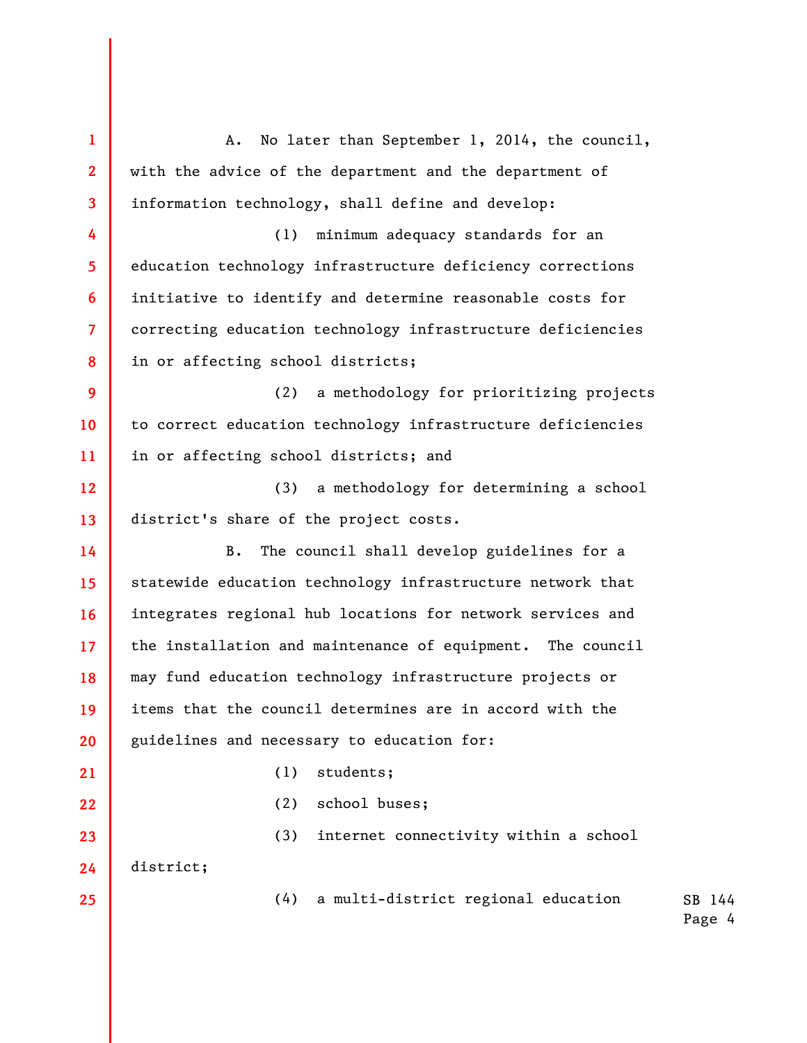A. No later than September 1, 2014, the council, with the advice of the department and the department of information technology, shall define and develop:

(1) minimum adequacy standards for an education technology infrastructure deficiency corrections initiative to identify and determine reasonable costs for correcting education technology infrastructure deficiencies in or affecting school districts;

(2) a methodology for prioritizing projects to correct education technology infrastructure deficiencies in or affecting school districts; and

(3) a methodology for determining a school district's share of the project costs.

B. The council shall develop guidelines for a statewide education technology infrastructure network that integrates regional hub locations for network services and the installation and maintenance of equipment. The council may fund education technology infrastructure projects or items that the council determines are in accord with the guidelines and necessary to education for:

(1) students;

(2) school buses;

(3) internet connectivity within a school district;

(4) a multi-district regional education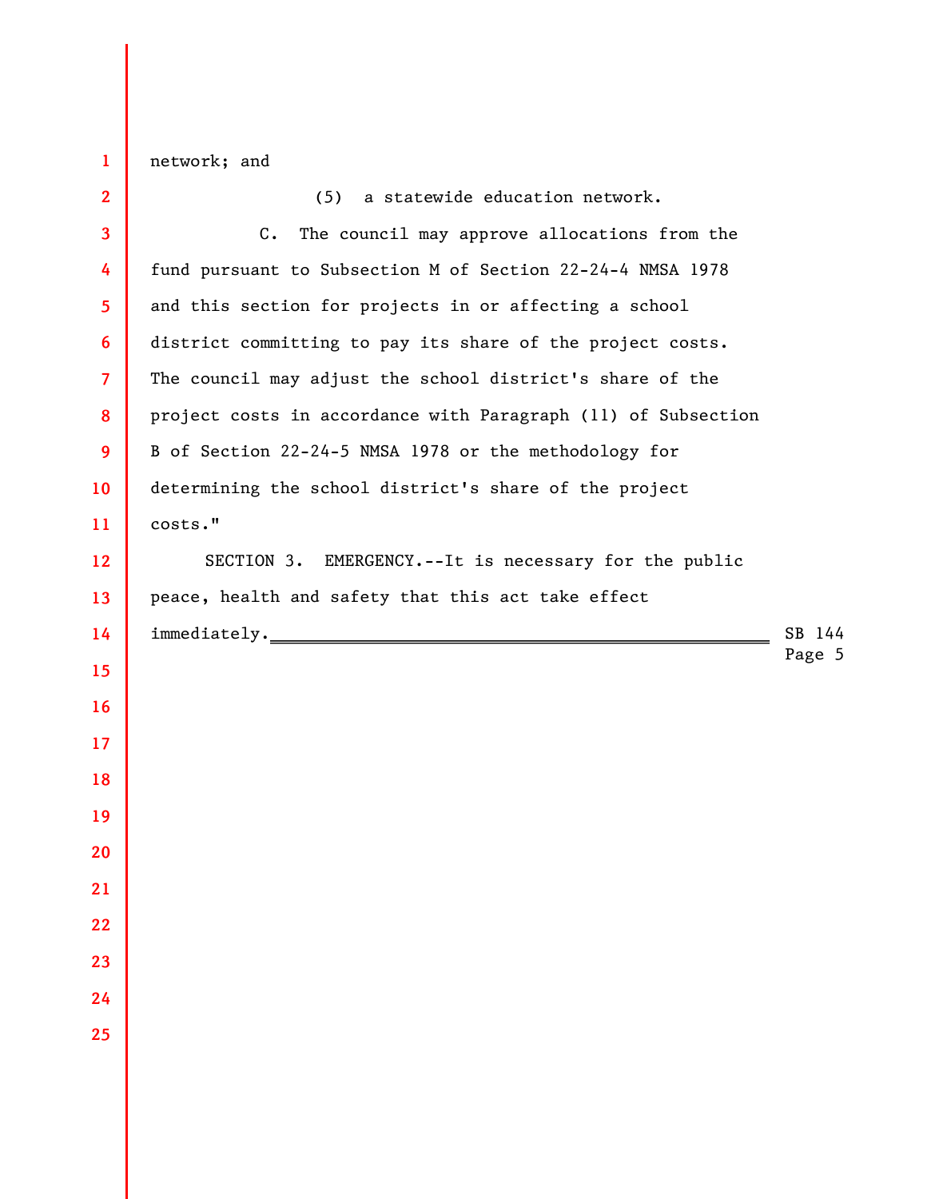network; and

(5) a statewide education network.

C. The council may approve allocations from the fund pursuant to Subsection M of Section 22-24-4 NMSA 1978 and this section for projects in or affecting a school district committing to pay its share of the project costs. The council may adjust the school district's share of the project costs in accordance with Paragraph (11) of Subsection B of Section 22-24-5 NMSA 1978 or the methodology for determining the school district's share of the project costs."

SECTION 3. EMERGENCY.--It is necessary for the public peace, health and safety that this act take effect immediately.